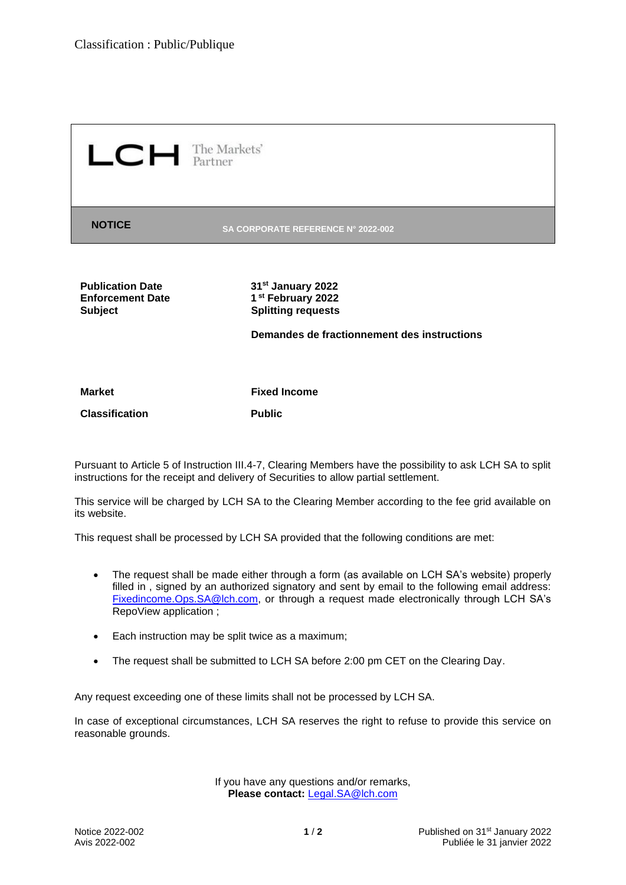Classification : Public/Publique

LCH The Markets' Partner

| **NOTICE** | **SA CORPORATE REFERENCE N° 2022-002** |
|---|---|

| | |
|---|---|
| **Publication Date** | **31st January 2022** |
| **Enforcement Date** | **1 st February 2022** |
| **Subject** | **Splitting requests** |
| | **Demandes de fractionnement des instructions** |
| **Market** | **Fixed Income** |
| **Classification** | **Public** |

Pursuant to Article 5 of Instruction III.4-7, Clearing Members have the possibility to ask LCH SA to split instructions for the receipt and delivery of Securities to allow partial settlement.

This service will be charged by LCH SA to the Clearing Member according to the fee grid available on its website.

This request shall be processed by LCH SA provided that the following conditions are met:

- The request shall be made either through a form (as available on LCH SA's website) properly filled in , signed by an authorized signatory and sent by email to the following email address: Fixedincome.Ops.SA@lch.com, or through a request made electronically through LCH SA's RepoView application ;
- Each instruction may be split twice as a maximum;
- The request shall be submitted to LCH SA before 2:00 pm CET on the Clearing Day.

Any request exceeding one of these limits shall not be processed by LCH SA.

In case of exceptional circumstances, LCH SA reserves the right to refuse to provide this service on reasonable grounds.

If you have any questions and/or remarks,
**Please contact:** Legal.SA@lch.com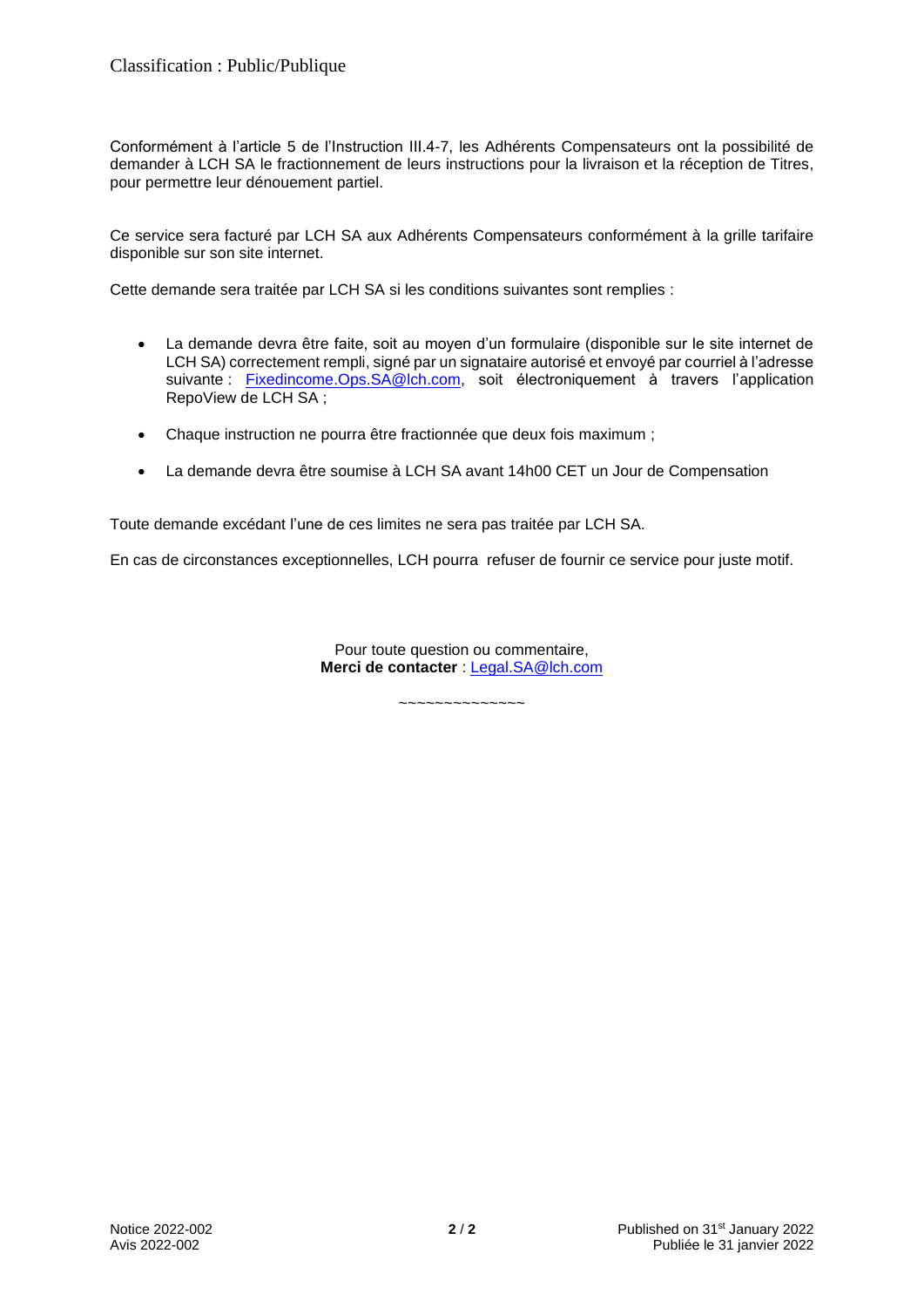Conformément à l'article 5 de l'Instruction III.4-7, les Adhérents Compensateurs ont la possibilité de demander à LCH SA le fractionnement de leurs instructions pour la livraison et la réception de Titres, pour permettre leur dénouement partiel.

Ce service sera facturé par LCH SA aux Adhérents Compensateurs conformément à la grille tarifaire disponible sur son site internet.

Cette demande sera traitée par LCH SA si les conditions suivantes sont remplies :

- La demande devra être faite, soit au moyen d'un formulaire (disponible sur le site internet de LCH SA) correctement rempli, signé par un signataire autorisé et envoyé par courriel à l'adresse suivante : Fixedincome.Ops.SA@lch.com, soit électroniquement à travers l'application RepoView de LCH SA ;
- Chaque instruction ne pourra être fractionnée que deux fois maximum ;
- La demande devra être soumise à LCH SA avant 14h00 CET un Jour de Compensation

Toute demande excédant l'une de ces limites ne sera pas traitée par LCH SA.

En cas de circonstances exceptionnelles, LCH pourra refuser de fournir ce service pour juste motif.

Pour toute question ou commentaire,
**Merci de contacter** : Legal.SA@lch.com

~~~~~~~~~~~~~~